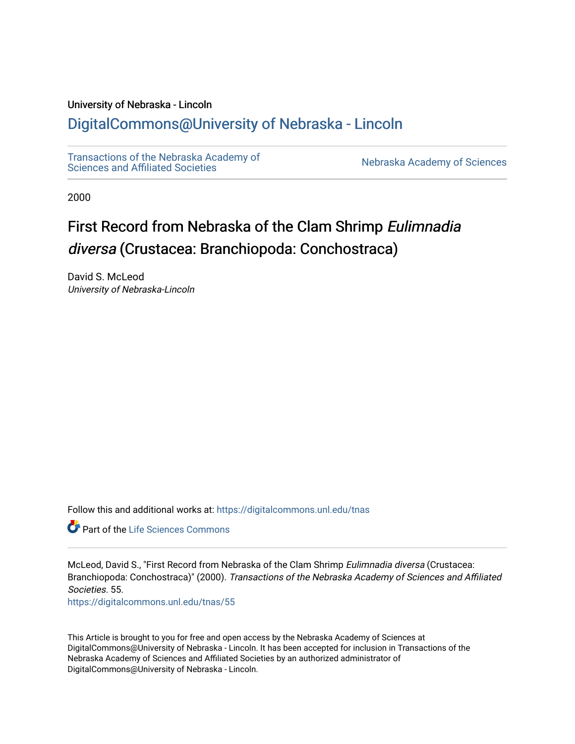University of Nebraska - Lincoln

## DigitalCommons@University of Nebraska - Lincoln

Transactions of the Nebraska Academy of Sciences and Affiliated Societies

Nebraska Academy of Sciences

2000

# First Record from Nebraska of the Clam Shrimp *Eulimnadia diversa* (Crustacea: Branchiopoda: Conchostraca)

David S. McLeod
*University of Nebraska-Lincoln*

Follow this and additional works at: https://digitalcommons.unl.edu/tnas

Part of the Life Sciences Commons

McLeod, David S., "First Record from Nebraska of the Clam Shrimp *Eulimnadia diversa* (Crustacea: Branchiopoda: Conchostraca)" (2000). *Transactions of the Nebraska Academy of Sciences and Affiliated Societies*. 55.
https://digitalcommons.unl.edu/tnas/55

This Article is brought to you for free and open access by the Nebraska Academy of Sciences at DigitalCommons@University of Nebraska - Lincoln. It has been accepted for inclusion in Transactions of the Nebraska Academy of Sciences and Affiliated Societies by an authorized administrator of DigitalCommons@University of Nebraska - Lincoln.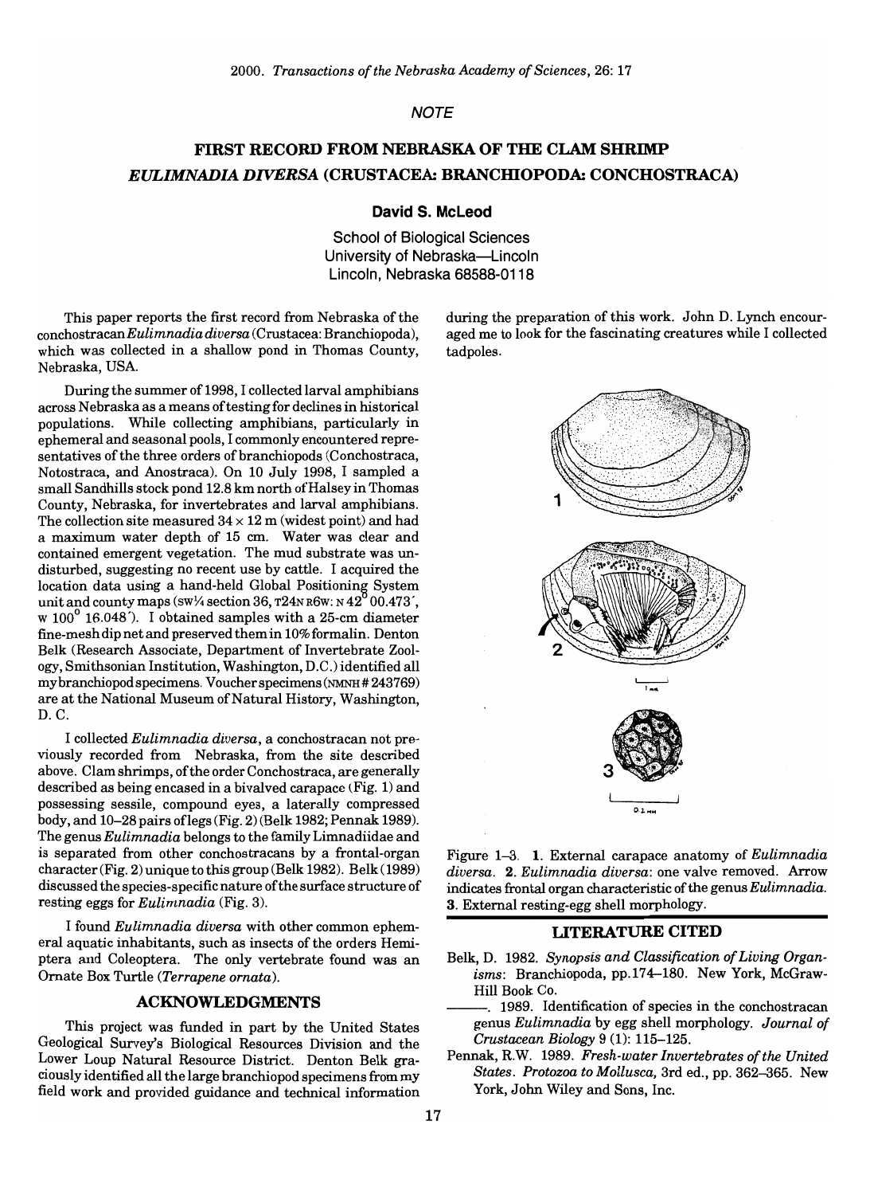*NOTE*

# FIRST RECORD FROM NEBRASKA OF THE CLAM SHRIMP *EULIMNADIA DIVERSA* (CRUSTACEA: BRANCHIOPODA: CONCHOSTRACA)

**David S. McLeod**

School of Biological Sciences
University of Nebraska—Lincoln
Lincoln, Nebraska 68588-0118

This paper reports the first record from Nebraska of the conchostracan *Eulimnadia diversa* (Crustacea: Branchiopoda), which was collected in a shallow pond in Thomas County, Nebraska, USA.

During the summer of 1998, I collected larval amphibians across Nebraska as a means of testing for declines in historical populations. While collecting amphibians, particularly in ephemeral and seasonal pools, I commonly encountered representatives of the three orders of branchiopods (Conchostraca, Notostraca, and Anostraca). On 10 July 1998, I sampled a small Sandhills stock pond 12.8 km north of Halsey in Thomas County, Nebraska, for invertebrates and larval amphibians. The collection site measured $34 \times 12$ m (widest point) and had a maximum water depth of 15 cm. Water was clear and contained emergent vegetation. The mud substrate was undisturbed, suggesting no recent use by cattle. I acquired the location data using a hand-held Global Positioning System unit and county maps (SW¼ section 36, T24N R6W: N 42° 00.473′, W 100° 16.048′). I obtained samples with a 25-cm diameter fine-mesh dip net and preserved them in 10% formalin. Denton Belk (Research Associate, Department of Invertebrate Zoology, Smithsonian Institution, Washington, D.C.) identified all my branchiopod specimens. Voucher specimens (NMNH # 243769) are at the National Museum of Natural History, Washington, D. C.

I collected *Eulimnadia diversa*, a conchostracan not previously recorded from Nebraska, from the site described above. Clam shrimps, of the order Conchostraca, are generally described as being encased in a bivalved carapace (Fig. 1) and possessing sessile, compound eyes, a laterally compressed body, and 10–28 pairs of legs (Fig. 2) (Belk 1982; Pennak 1989). The genus *Eulimnadia* belongs to the family Limnadiidae and is separated from other conchostracans by a frontal-organ character (Fig. 2) unique to this group (Belk 1982). Belk (1989) discussed the species-specific nature of the surface structure of resting eggs for *Eulimnadia* (Fig. 3).

I found *Eulimnadia diversa* with other common ephemeral aquatic inhabitants, such as insects of the orders Hemiptera and Coleoptera. The only vertebrate found was an Ornate Box Turtle (*Terrapene ornata*).

## ACKNOWLEDGMENTS

This project was funded in part by the United States Geological Survey's Biological Resources Division and the Lower Loup Natural Resource District. Denton Belk graciously identified all the large branchiopod specimens from my field work and provided guidance and technical information during the preparation of this work. John D. Lynch encouraged me to look for the fascinating creatures while I collected tadpoles.

1

2

1 mm

3

0.2 mm

Figure 1–3. **1.** External carapace anatomy of *Eulimnadia diversa*. **2.** *Eulimnadia diversa*: one valve removed. Arrow indicates frontal organ characteristic of the genus *Eulimnadia*. **3.** External resting-egg shell morphology.

## LITERATURE CITED

Belk, D. 1982. *Synopsis and Classification of Living Organisms*: Branchiopoda, pp.174–180. New York, McGraw-Hill Book Co.

———. 1989. Identification of species in the conchostracan genus *Eulimnadia* by egg shell morphology. *Journal of Crustacean Biology* 9 (1): 115–125.

Pennak, R.W. 1989. *Fresh-water Invertebrates of the United States. Protozoa to Mollusca,* 3rd ed., pp. 362–365. New York, John Wiley and Sons, Inc.